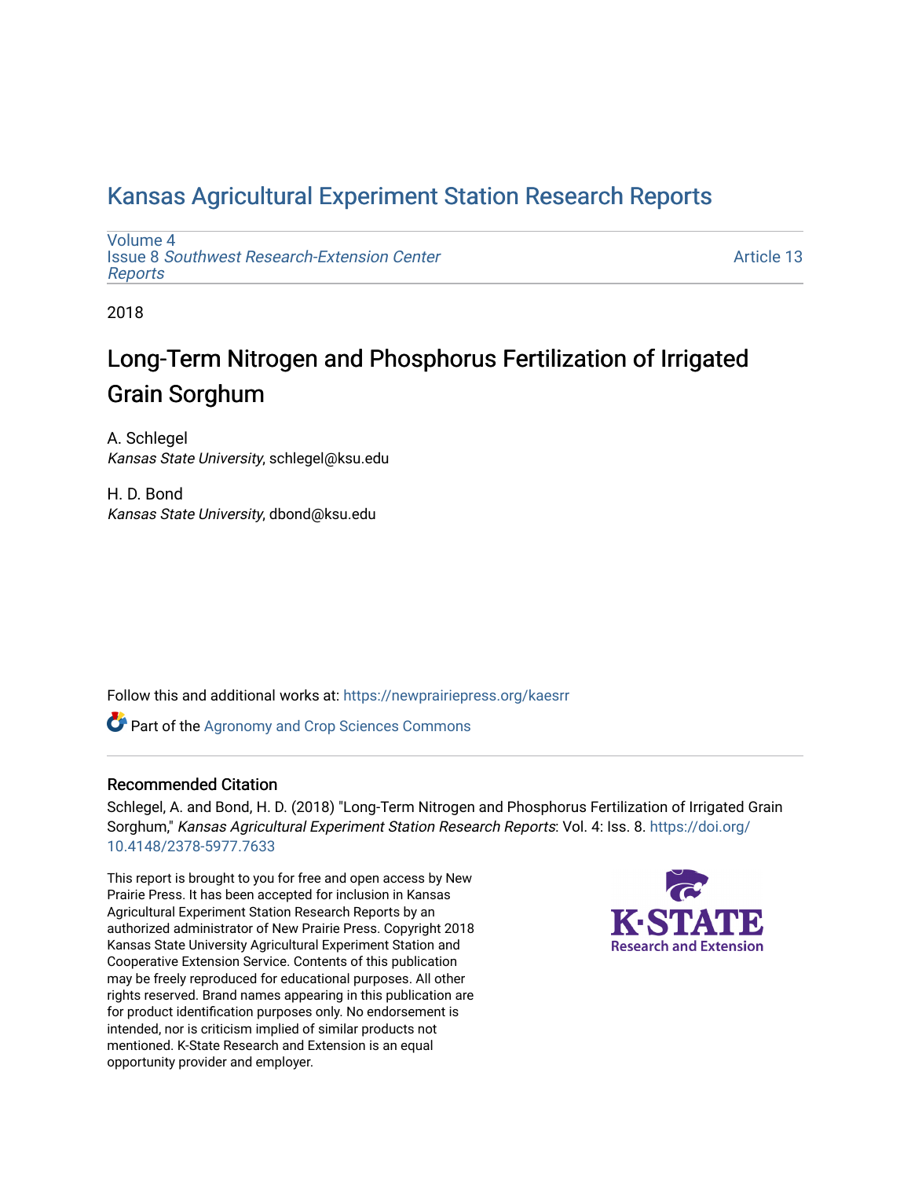# Kansas Agricultural Experiment Station Research Reports

Volume 4
Issue 8 *Southwest Research-Extension Center Reports*

Article 13

2018

## Long-Term Nitrogen and Phosphorus Fertilization of Irrigated Grain Sorghum

A. Schlegel
*Kansas State University*, schlegel@ksu.edu

H. D. Bond
*Kansas State University*, dbond@ksu.edu

Follow this and additional works at: https://newprairiepress.org/kaesrr

Part of the Agronomy and Crop Sciences Commons

### Recommended Citation

Schlegel, A. and Bond, H. D. (2018) "Long-Term Nitrogen and Phosphorus Fertilization of Irrigated Grain Sorghum," *Kansas Agricultural Experiment Station Research Reports*: Vol. 4: Iss. 8. https://doi.org/10.4148/2378-5977.7633

This report is brought to you for free and open access by New Prairie Press. It has been accepted for inclusion in Kansas Agricultural Experiment Station Research Reports by an authorized administrator of New Prairie Press. Copyright 2018 Kansas State University Agricultural Experiment Station and Cooperative Extension Service. Contents of this publication may be freely reproduced for educational purposes. All other rights reserved. Brand names appearing in this publication are for product identification purposes only. No endorsement is intended, nor is criticism implied of similar products not mentioned. K-State Research and Extension is an equal opportunity provider and employer.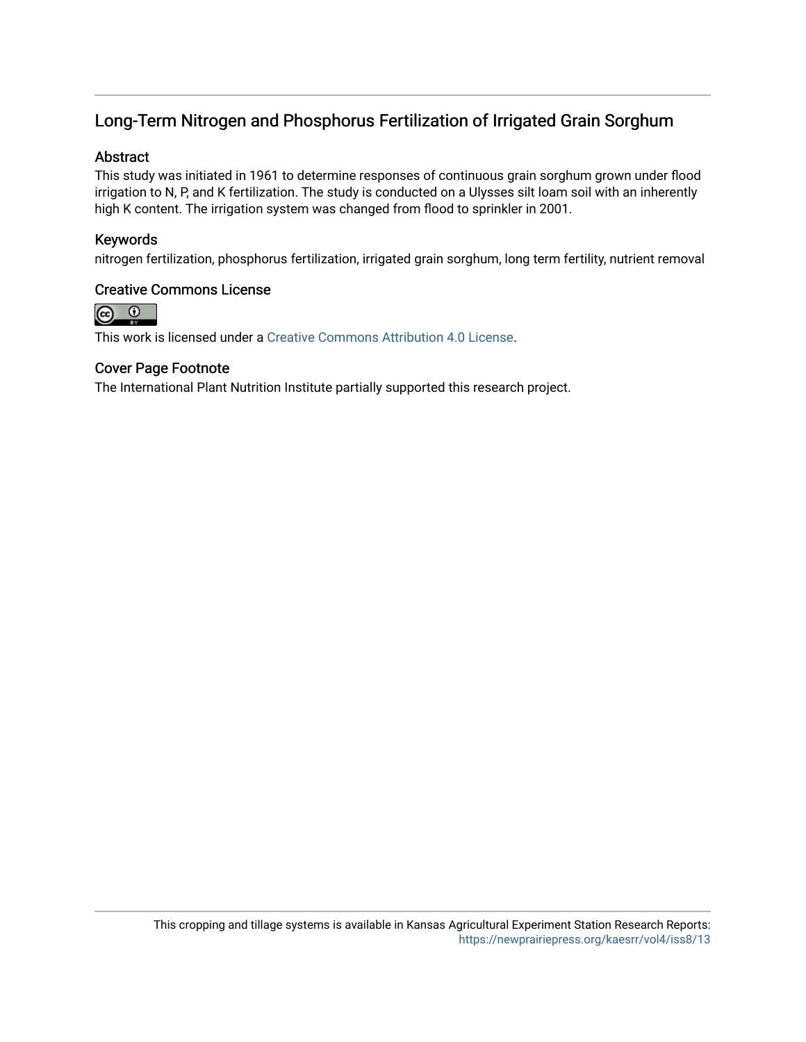## Long-Term Nitrogen and Phosphorus Fertilization of Irrigated Grain Sorghum

### Abstract

This study was initiated in 1961 to determine responses of continuous grain sorghum grown under flood irrigation to N, P, and K fertilization. The study is conducted on a Ulysses silt loam soil with an inherently high K content. The irrigation system was changed from flood to sprinkler in 2001.

### Keywords

nitrogen fertilization, phosphorus fertilization, irrigated grain sorghum, long term fertility, nutrient removal

### Creative Commons License

This work is licensed under a Creative Commons Attribution 4.0 License.

### Cover Page Footnote

The International Plant Nutrition Institute partially supported this research project.

This cropping and tillage systems is available in Kansas Agricultural Experiment Station Research Reports: https://newprairiepress.org/kaesrr/vol4/iss8/13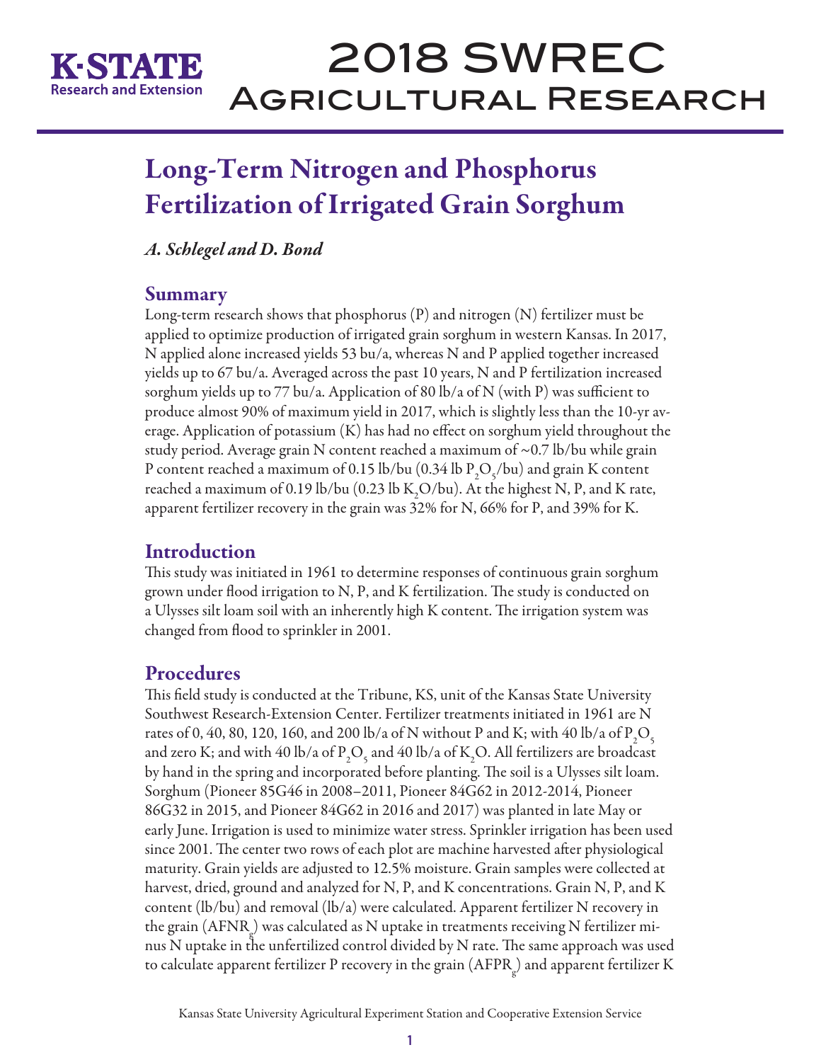# Long-Term Nitrogen and Phosphorus Fertilization of Irrigated Grain Sorghum

*A. Schlegel and D. Bond*

## Summary

Long-term research shows that phosphorus (P) and nitrogen (N) fertilizer must be applied to optimize production of irrigated grain sorghum in western Kansas. In 2017, N applied alone increased yields 53 bu/a, whereas N and P applied together increased yields up to 67 bu/a. Averaged across the past 10 years, N and P fertilization increased sorghum yields up to 77 bu/a. Application of 80 lb/a of N (with P) was sufficient to produce almost 90% of maximum yield in 2017, which is slightly less than the 10-yr average. Application of potassium (K) has had no effect on sorghum yield throughout the study period. Average grain N content reached a maximum of ~0.7 lb/bu while grain P content reached a maximum of 0.15 lb/bu (0.34 lb $P_2O_5$/bu) and grain K content reached a maximum of 0.19 lb/bu (0.23 lb $K_2O$/bu). At the highest N, P, and K rate, apparent fertilizer recovery in the grain was 32% for N, 66% for P, and 39% for K.

## Introduction

This study was initiated in 1961 to determine responses of continuous grain sorghum grown under flood irrigation to N, P, and K fertilization. The study is conducted on a Ulysses silt loam soil with an inherently high K content. The irrigation system was changed from flood to sprinkler in 2001.

## Procedures

This field study is conducted at the Tribune, KS, unit of the Kansas State University Southwest Research-Extension Center. Fertilizer treatments initiated in 1961 are N rates of 0, 40, 80, 120, 160, and 200 lb/a of N without P and K; with 40 lb/a of $P_2O_5$ and zero K; and with 40 lb/a of $P_2O_5$ and 40 lb/a of $K_2O$. All fertilizers are broadcast by hand in the spring and incorporated before planting. The soil is a Ulysses silt loam. Sorghum (Pioneer 85G46 in 2008–2011, Pioneer 84G62 in 2012-2014, Pioneer 86G32 in 2015, and Pioneer 84G62 in 2016 and 2017) was planted in late May or early June. Irrigation is used to minimize water stress. Sprinkler irrigation has been used since 2001. The center two rows of each plot are machine harvested after physiological maturity. Grain yields are adjusted to 12.5% moisture. Grain samples were collected at harvest, dried, ground and analyzed for N, P, and K concentrations. Grain N, P, and K content (lb/bu) and removal (lb/a) were calculated. Apparent fertilizer N recovery in the grain ($AFNR_g$) was calculated as N uptake in treatments receiving N fertilizer minus N uptake in the unfertilized control divided by N rate. The same approach was used to calculate apparent fertilizer P recovery in the grain ($AFPR_g$) and apparent fertilizer K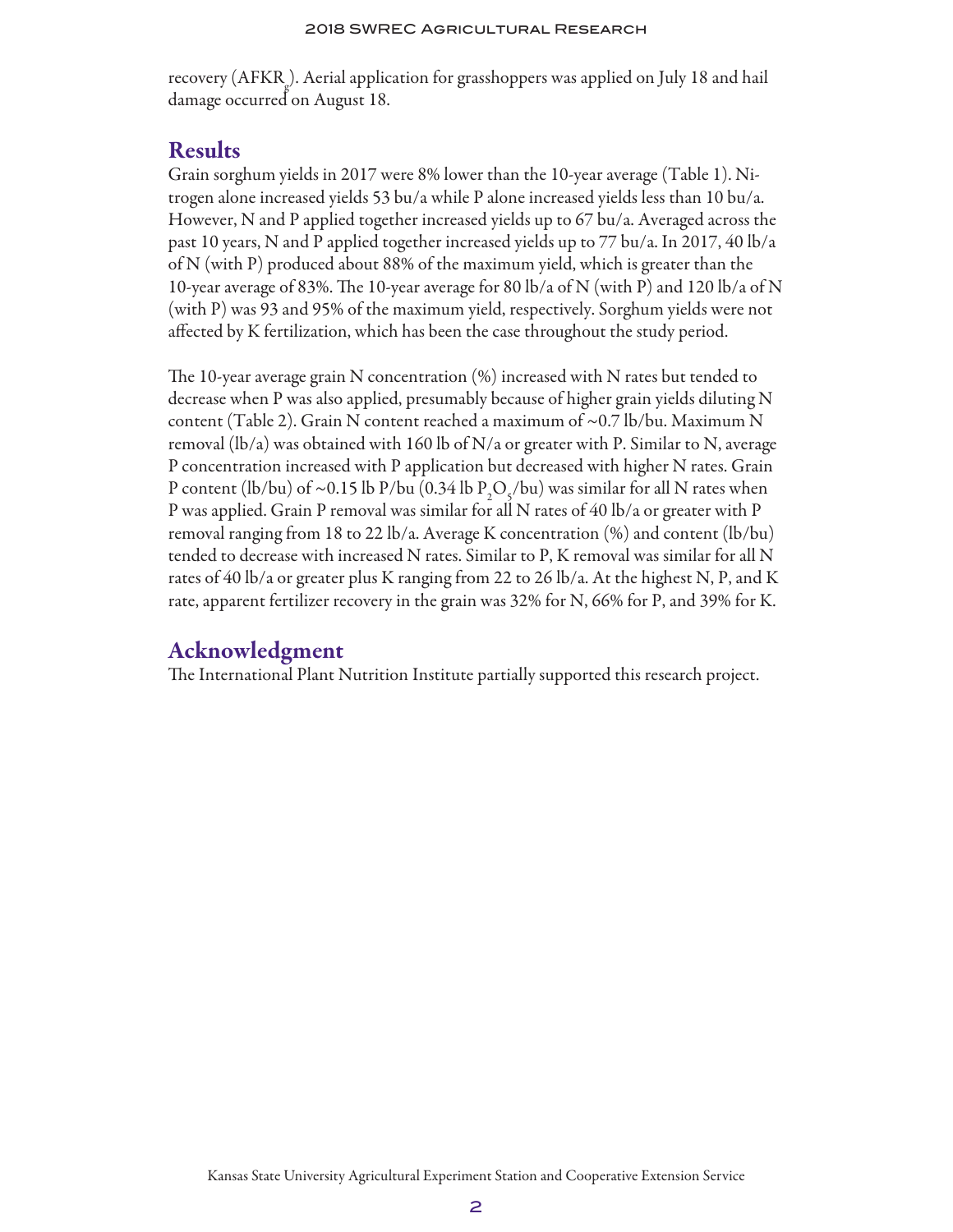recovery ($AFKR_g$). Aerial application for grasshoppers was applied on July 18 and hail damage occurred on August 18.

## Results

Grain sorghum yields in 2017 were 8% lower than the 10-year average (Table 1). Nitrogen alone increased yields 53 bu/a while P alone increased yields less than 10 bu/a. However, N and P applied together increased yields up to 67 bu/a. Averaged across the past 10 years, N and P applied together increased yields up to 77 bu/a. In 2017, 40 lb/a of N (with P) produced about 88% of the maximum yield, which is greater than the 10-year average of 83%. The 10-year average for 80 lb/a of N (with P) and 120 lb/a of N (with P) was 93 and 95% of the maximum yield, respectively. Sorghum yields were not affected by K fertilization, which has been the case throughout the study period.

The 10-year average grain N concentration (%) increased with N rates but tended to decrease when P was also applied, presumably because of higher grain yields diluting N content (Table 2). Grain N content reached a maximum of ~0.7 lb/bu. Maximum N removal (lb/a) was obtained with 160 lb of N/a or greater with P. Similar to N, average P concentration increased with P application but decreased with higher N rates. Grain P content (lb/bu) of ~0.15 lb P/bu (0.34 lb $P_2O_5$/bu) was similar for all N rates when P was applied. Grain P removal was similar for all N rates of 40 lb/a or greater with P removal ranging from 18 to 22 lb/a. Average K concentration (%) and content (lb/bu) tended to decrease with increased N rates. Similar to P, K removal was similar for all N rates of 40 lb/a or greater plus K ranging from 22 to 26 lb/a. At the highest N, P, and K rate, apparent fertilizer recovery in the grain was 32% for N, 66% for P, and 39% for K.

## Acknowledgment

The International Plant Nutrition Institute partially supported this research project.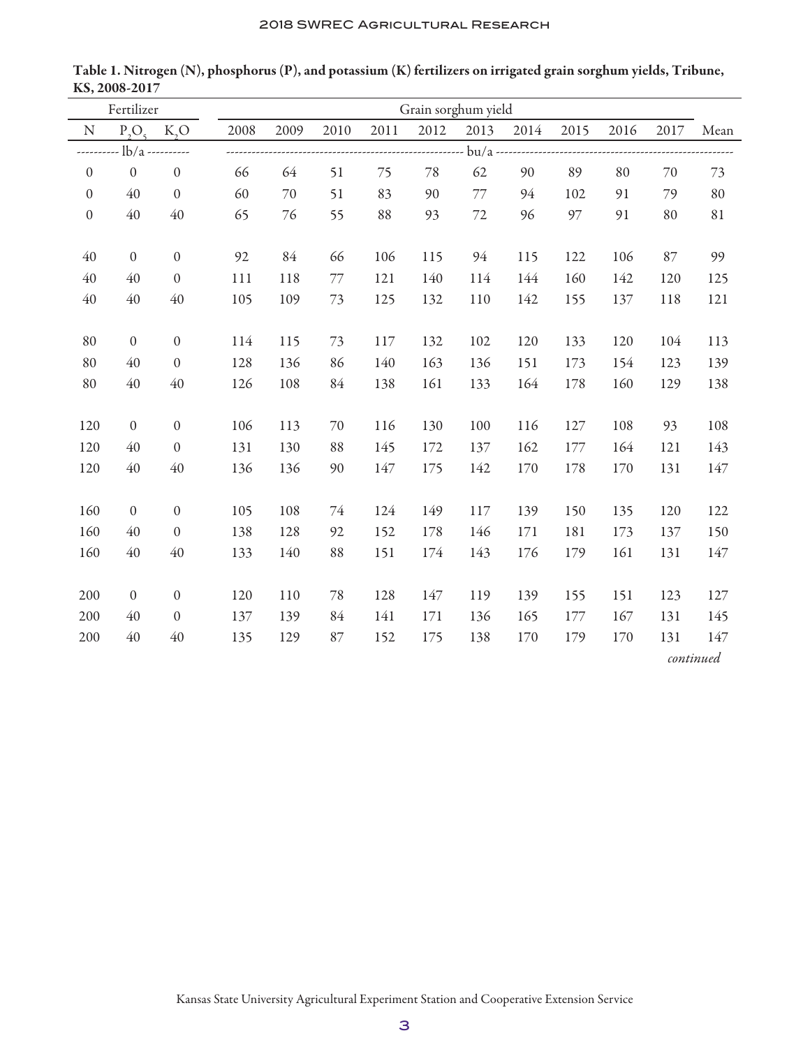**Table 1. Nitrogen (N), phosphorus (P), and potassium (K) fertilizers on irrigated grain sorghum yields, Tribune, KS, 2008-2017**

| Fertilizer | | | Grain sorghum yield | | | | | | | | | | |
|---|---|---|---|---|---|---|---|---|---|---|---|---|---|
| N | $P_2O_5$ | $K_2O$ | 2008 | 2009 | 2010 | 2011 | 2012 | 2013 | 2014 | 2015 | 2016 | 2017 | Mean |
| ---------- lb/a ---------- | | | ---------- bu/a ---------- | | | | | | | | | | |
| 0 | 0 | 0 | 66 | 64 | 51 | 75 | 78 | 62 | 90 | 89 | 80 | 70 | 73 |
| 0 | 40 | 0 | 60 | 70 | 51 | 83 | 90 | 77 | 94 | 102 | 91 | 79 | 80 |
| 0 | 40 | 40 | 65 | 76 | 55 | 88 | 93 | 72 | 96 | 97 | 91 | 80 | 81 |
| 40 | 0 | 0 | 92 | 84 | 66 | 106 | 115 | 94 | 115 | 122 | 106 | 87 | 99 |
| 40 | 40 | 0 | 111 | 118 | 77 | 121 | 140 | 114 | 144 | 160 | 142 | 120 | 125 |
| 40 | 40 | 40 | 105 | 109 | 73 | 125 | 132 | 110 | 142 | 155 | 137 | 118 | 121 |
| 80 | 0 | 0 | 114 | 115 | 73 | 117 | 132 | 102 | 120 | 133 | 120 | 104 | 113 |
| 80 | 40 | 0 | 128 | 136 | 86 | 140 | 163 | 136 | 151 | 173 | 154 | 123 | 139 |
| 80 | 40 | 40 | 126 | 108 | 84 | 138 | 161 | 133 | 164 | 178 | 160 | 129 | 138 |
| 120 | 0 | 0 | 106 | 113 | 70 | 116 | 130 | 100 | 116 | 127 | 108 | 93 | 108 |
| 120 | 40 | 0 | 131 | 130 | 88 | 145 | 172 | 137 | 162 | 177 | 164 | 121 | 143 |
| 120 | 40 | 40 | 136 | 136 | 90 | 147 | 175 | 142 | 170 | 178 | 170 | 131 | 147 |
| 160 | 0 | 0 | 105 | 108 | 74 | 124 | 149 | 117 | 139 | 150 | 135 | 120 | 122 |
| 160 | 40 | 0 | 138 | 128 | 92 | 152 | 178 | 146 | 171 | 181 | 173 | 137 | 150 |
| 160 | 40 | 40 | 133 | 140 | 88 | 151 | 174 | 143 | 176 | 179 | 161 | 131 | 147 |
| 200 | 0 | 0 | 120 | 110 | 78 | 128 | 147 | 119 | 139 | 155 | 151 | 123 | 127 |
| 200 | 40 | 0 | 137 | 139 | 84 | 141 | 171 | 136 | 165 | 177 | 167 | 131 | 145 |
| 200 | 40 | 40 | 135 | 129 | 87 | 152 | 175 | 138 | 170 | 179 | 170 | 131 | 147 |

*continued*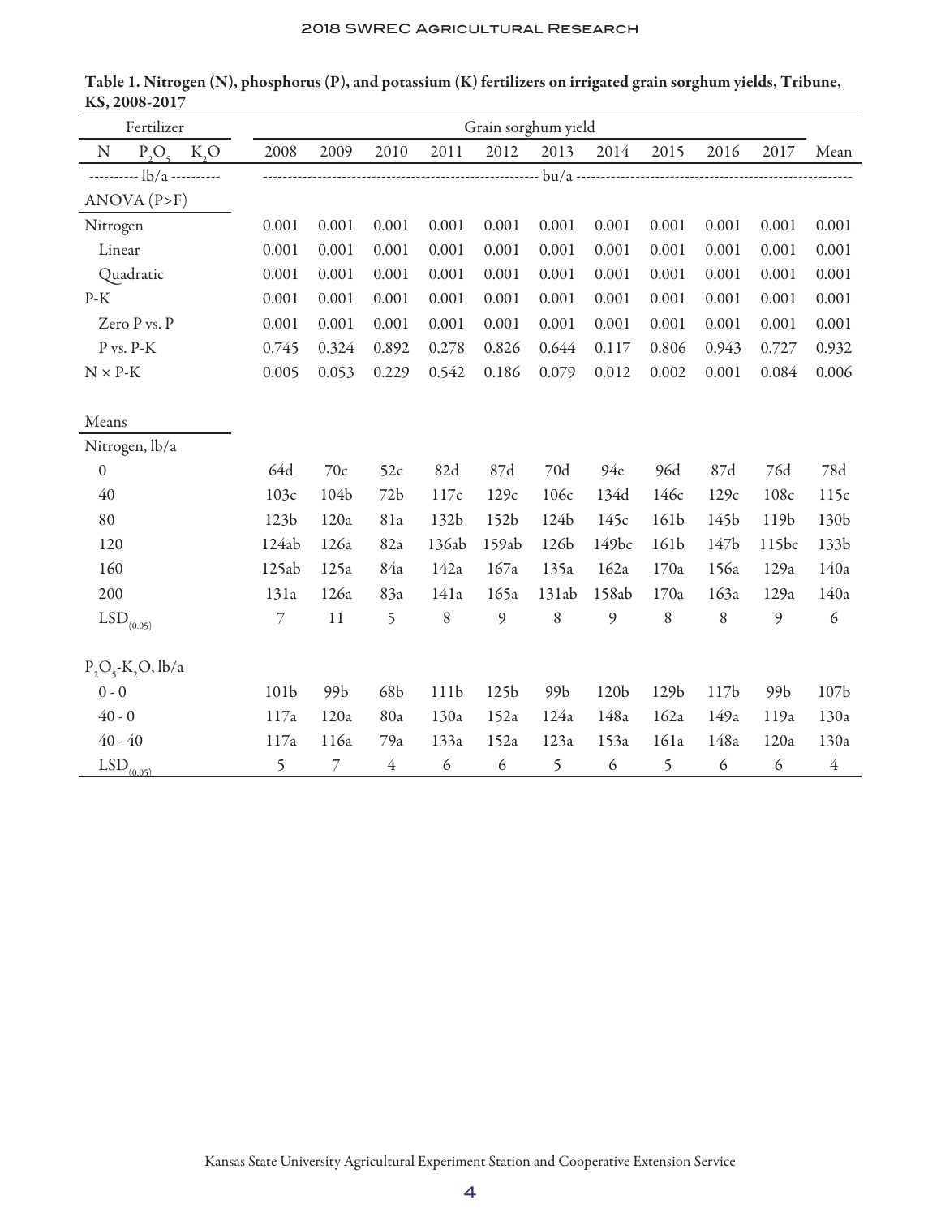Table 1. Nitrogen (N), phosphorus (P), and potassium (K) fertilizers on irrigated grain sorghum yields, Tribune, KS, 2008-2017

| Fertilizer | | | Grain sorghum yield | | | | | | | | | | |
|---|---|---|---|---|---|---|---|---|---|---|---|---|---|
| N | $P_2O_5$ | $K_2O$ | 2008 | 2009 | 2010 | 2011 | 2012 | 2013 | 2014 | 2015 | 2016 | 2017 | Mean |
| ---------- lb/a ---------- | | | ---------- bu/a ---------- | | | | | | | | | | |
| ANOVA (P>F) | | | | | | | | | | | | | |
| Nitrogen | | | 0.001 | 0.001 | 0.001 | 0.001 | 0.001 | 0.001 | 0.001 | 0.001 | 0.001 | 0.001 | 0.001 |
| Linear | | | 0.001 | 0.001 | 0.001 | 0.001 | 0.001 | 0.001 | 0.001 | 0.001 | 0.001 | 0.001 | 0.001 |
| Quadratic | | | 0.001 | 0.001 | 0.001 | 0.001 | 0.001 | 0.001 | 0.001 | 0.001 | 0.001 | 0.001 | 0.001 |
| P-K | | | 0.001 | 0.001 | 0.001 | 0.001 | 0.001 | 0.001 | 0.001 | 0.001 | 0.001 | 0.001 | 0.001 |
| Zero P vs. P | | | 0.001 | 0.001 | 0.001 | 0.001 | 0.001 | 0.001 | 0.001 | 0.001 | 0.001 | 0.001 | 0.001 |
| P vs. P-K | | | 0.745 | 0.324 | 0.892 | 0.278 | 0.826 | 0.644 | 0.117 | 0.806 | 0.943 | 0.727 | 0.932 |
| N × P-K | | | 0.005 | 0.053 | 0.229 | 0.542 | 0.186 | 0.079 | 0.012 | 0.002 | 0.001 | 0.084 | 0.006 |
| Means | | | | | | | | | | | | | |
| Nitrogen, lb/a | | | | | | | | | | | | | |
| 0 | | | 64d | 70c | 52c | 82d | 87d | 70d | 94e | 96d | 87d | 76d | 78d |
| 40 | | | 103c | 104b | 72b | 117c | 129c | 106c | 134d | 146c | 129c | 108c | 115c |
| 80 | | | 123b | 120a | 81a | 132b | 152b | 124b | 145c | 161b | 145b | 119b | 130b |
| 120 | | | 124ab | 126a | 82a | 136ab | 159ab | 126b | 149bc | 161b | 147b | 115bc | 133b |
| 160 | | | 125ab | 125a | 84a | 142a | 167a | 135a | 162a | 170a | 156a | 129a | 140a |
| 200 | | | 131a | 126a | 83a | 141a | 165a | 131ab | 158ab | 170a | 163a | 129a | 140a |
| $LSD_{(0.05)}$ | | | 7 | 11 | 5 | 8 | 9 | 8 | 9 | 8 | 8 | 9 | 6 |
| $P_2O_5$-$K_2O$, lb/a | | | | | | | | | | | | | |
| 0 - 0 | | | 101b | 99b | 68b | 111b | 125b | 99b | 120b | 129b | 117b | 99b | 107b |
| 40 - 0 | | | 117a | 120a | 80a | 130a | 152a | 124a | 148a | 162a | 149a | 119a | 130a |
| 40 - 40 | | | 117a | 116a | 79a | 133a | 152a | 123a | 153a | 161a | 148a | 120a | 130a |
| $LSD_{(0.05)}$ | | | 5 | 7 | 4 | 6 | 6 | 5 | 6 | 5 | 6 | 6 | 4 |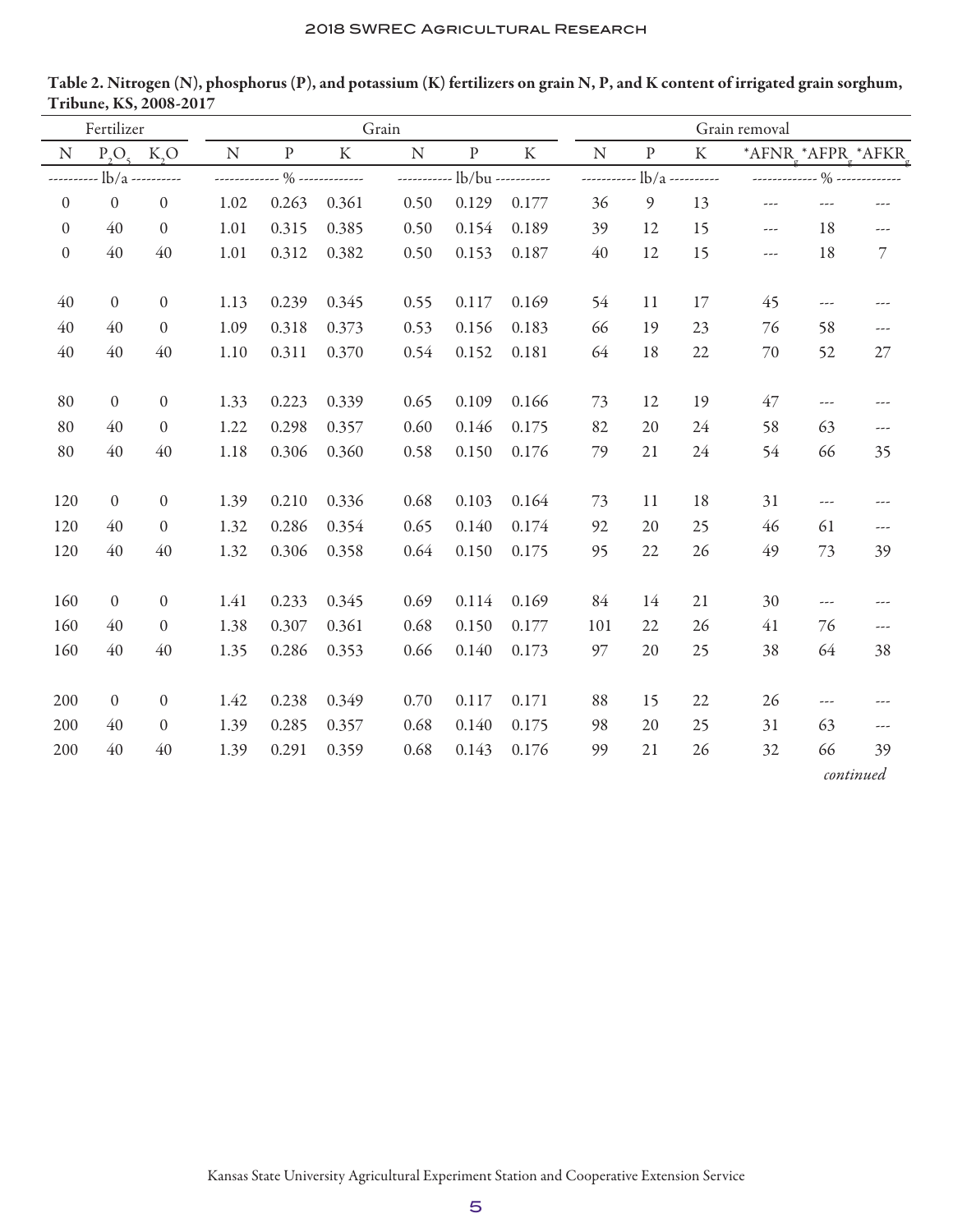Table 2. Nitrogen (N), phosphorus (P), and potassium (K) fertilizers on grain N, P, and K content of irrigated grain sorghum, Tribune, KS, 2008-2017

| Fertilizer | | | Grain | | | | | | Grain removal | | | | | |
|---|---|---|---|---|---|---|---|---|---|---|---|---|---|---|
| N | $P_2O_5$ | $K_2O$ | N | P | K | N | P | K | N | P | K | *$AFNR_g$ | *$AFPR_g$ | *$AFKR_g$ |
| ---------- lb/a ---------- | | | ------------- % ------------- | | | ----------- lb/bu ----------- | | | ----------- lb/a ---------- | | | ------------- % ------------- | | |
| 0 | 0 | 0 | 1.02 | 0.263 | 0.361 | 0.50 | 0.129 | 0.177 | 36 | 9 | 13 | --- | --- | --- |
| 0 | 40 | 0 | 1.01 | 0.315 | 0.385 | 0.50 | 0.154 | 0.189 | 39 | 12 | 15 | --- | 18 | --- |
| 0 | 40 | 40 | 1.01 | 0.312 | 0.382 | 0.50 | 0.153 | 0.187 | 40 | 12 | 15 | --- | 18 | 7 |
| 40 | 0 | 0 | 1.13 | 0.239 | 0.345 | 0.55 | 0.117 | 0.169 | 54 | 11 | 17 | 45 | --- | --- |
| 40 | 40 | 0 | 1.09 | 0.318 | 0.373 | 0.53 | 0.156 | 0.183 | 66 | 19 | 23 | 76 | 58 | --- |
| 40 | 40 | 40 | 1.10 | 0.311 | 0.370 | 0.54 | 0.152 | 0.181 | 64 | 18 | 22 | 70 | 52 | 27 |
| 80 | 0 | 0 | 1.33 | 0.223 | 0.339 | 0.65 | 0.109 | 0.166 | 73 | 12 | 19 | 47 | --- | --- |
| 80 | 40 | 0 | 1.22 | 0.298 | 0.357 | 0.60 | 0.146 | 0.175 | 82 | 20 | 24 | 58 | 63 | --- |
| 80 | 40 | 40 | 1.18 | 0.306 | 0.360 | 0.58 | 0.150 | 0.176 | 79 | 21 | 24 | 54 | 66 | 35 |
| 120 | 0 | 0 | 1.39 | 0.210 | 0.336 | 0.68 | 0.103 | 0.164 | 73 | 11 | 18 | 31 | --- | --- |
| 120 | 40 | 0 | 1.32 | 0.286 | 0.354 | 0.65 | 0.140 | 0.174 | 92 | 20 | 25 | 46 | 61 | --- |
| 120 | 40 | 40 | 1.32 | 0.306 | 0.358 | 0.64 | 0.150 | 0.175 | 95 | 22 | 26 | 49 | 73 | 39 |
| 160 | 0 | 0 | 1.41 | 0.233 | 0.345 | 0.69 | 0.114 | 0.169 | 84 | 14 | 21 | 30 | --- | --- |
| 160 | 40 | 0 | 1.38 | 0.307 | 0.361 | 0.68 | 0.150 | 0.177 | 101 | 22 | 26 | 41 | 76 | --- |
| 160 | 40 | 40 | 1.35 | 0.286 | 0.353 | 0.66 | 0.140 | 0.173 | 97 | 20 | 25 | 38 | 64 | 38 |
| 200 | 0 | 0 | 1.42 | 0.238 | 0.349 | 0.70 | 0.117 | 0.171 | 88 | 15 | 22 | 26 | --- | --- |
| 200 | 40 | 0 | 1.39 | 0.285 | 0.357 | 0.68 | 0.140 | 0.175 | 98 | 20 | 25 | 31 | 63 | --- |
| 200 | 40 | 40 | 1.39 | 0.291 | 0.359 | 0.68 | 0.143 | 0.176 | 99 | 21 | 26 | 32 | 66 | 39 |

*continued*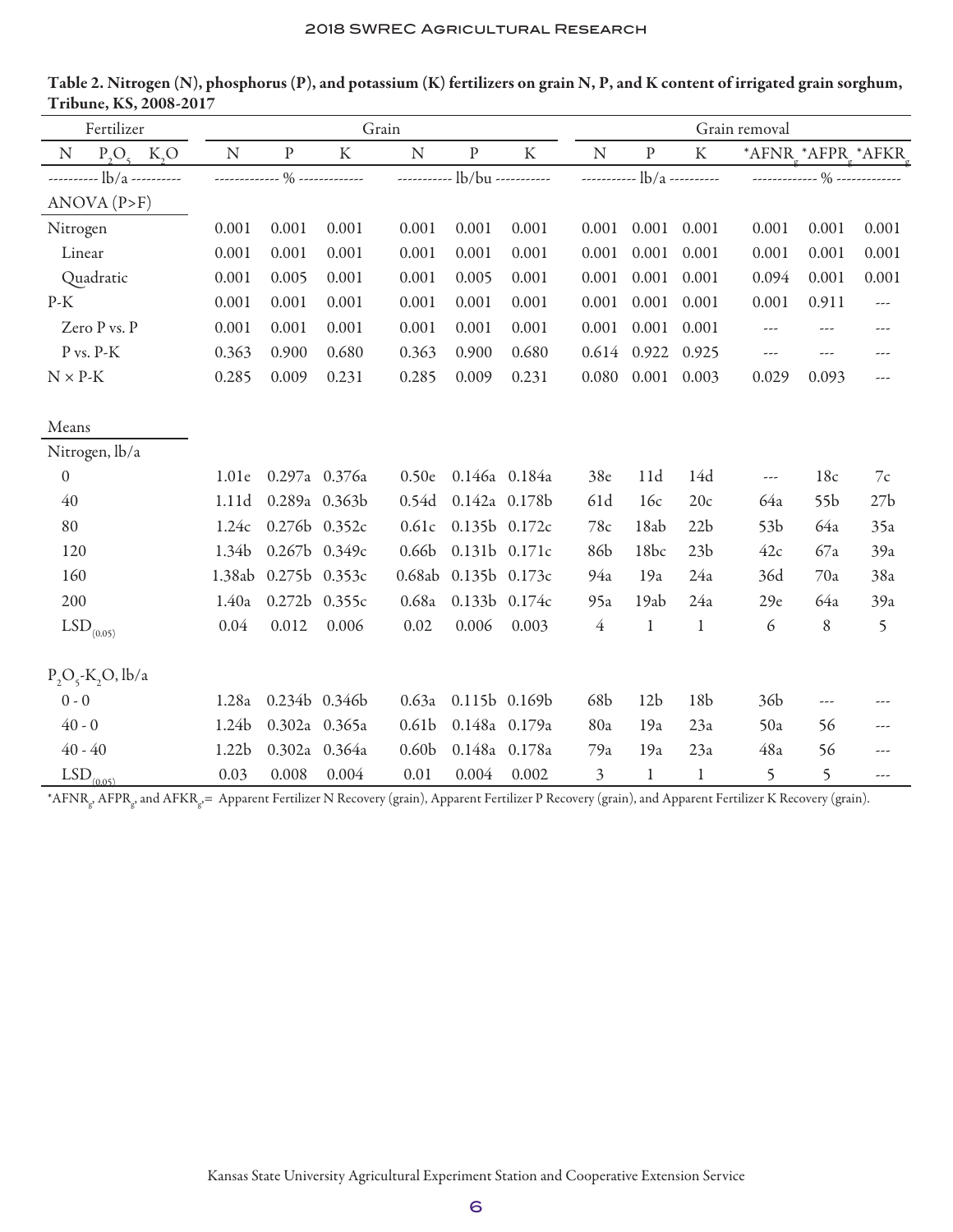Table 2. Nitrogen (N), phosphorus (P), and potassium (K) fertilizers on grain N, P, and K content of irrigated grain sorghum, Tribune, KS, 2008-2017

| Fertilizer | | | Grain | | | | | | Grain removal | | | | | |
|---|---|---|---|---|---|---|---|---|---|---|---|---|---|---|
| N | $P_2O_5$ | $K_2O$ | N | P | K | N | P | K | N | P | K | *$AFNR_g$ | *$AFPR_g$ | *$AFKR_g$ |
| ---------- lb/a ---------- | | | ------------- % ------------- | | | ----------- lb/bu ----------- | | | ----------- lb/a ---------- | | | ------------- % ------------- | | |
| ANOVA (P>F) | | | | | | | | | | | | | | |
| Nitrogen | | | 0.001 | 0.001 | 0.001 | 0.001 | 0.001 | 0.001 | 0.001 | 0.001 | 0.001 | 0.001 | 0.001 | 0.001 |
| Linear | | | 0.001 | 0.001 | 0.001 | 0.001 | 0.001 | 0.001 | 0.001 | 0.001 | 0.001 | 0.001 | 0.001 | 0.001 |
| Quadratic | | | 0.001 | 0.005 | 0.001 | 0.001 | 0.005 | 0.001 | 0.001 | 0.001 | 0.001 | 0.094 | 0.001 | 0.001 |
| P-K | | | 0.001 | 0.001 | 0.001 | 0.001 | 0.001 | 0.001 | 0.001 | 0.001 | 0.001 | 0.001 | 0.911 | --- |
| Zero P vs. P | | | 0.001 | 0.001 | 0.001 | 0.001 | 0.001 | 0.001 | 0.001 | 0.001 | 0.001 | --- | --- | --- |
| P vs. P-K | | | 0.363 | 0.900 | 0.680 | 0.363 | 0.900 | 0.680 | 0.614 | 0.922 | 0.925 | --- | --- | --- |
| N × P-K | | | 0.285 | 0.009 | 0.231 | 0.285 | 0.009 | 0.231 | 0.080 | 0.001 | 0.003 | 0.029 | 0.093 | --- |
| Means | | | | | | | | | | | | | | |
| Nitrogen, lb/a | | | | | | | | | | | | | | |
| 0 | | | 1.01e | 0.297a | 0.376a | 0.50e | 0.146a | 0.184a | 38e | 11d | 14d | --- | 18c | 7c |
| 40 | | | 1.11d | 0.289a | 0.363b | 0.54d | 0.142a | 0.178b | 61d | 16c | 20c | 64a | 55b | 27b |
| 80 | | | 1.24c | 0.276b | 0.352c | 0.61c | 0.135b | 0.172c | 78c | 18ab | 22b | 53b | 64a | 35a |
| 120 | | | 1.34b | 0.267b | 0.349c | 0.66b | 0.131b | 0.171c | 86b | 18bc | 23b | 42c | 67a | 39a |
| 160 | | | 1.38ab | 0.275b | 0.353c | 0.68ab | 0.135b | 0.173c | 94a | 19a | 24a | 36d | 70a | 38a |
| 200 | | | 1.40a | 0.272b | 0.355c | 0.68a | 0.133b | 0.174c | 95a | 19ab | 24a | 29e | 64a | 39a |
| $LSD_{(0.05)}$ | | | 0.04 | 0.012 | 0.006 | 0.02 | 0.006 | 0.003 | 4 | 1 | 1 | 6 | 8 | 5 |
| $P_2O_5$-$K_2O$, lb/a | | | | | | | | | | | | | | |
| 0 - 0 | | | 1.28a | 0.234b | 0.346b | 0.63a | 0.115b | 0.169b | 68b | 12b | 18b | 36b | --- | --- |
| 40 - 0 | | | 1.24b | 0.302a | 0.365a | 0.61b | 0.148a | 0.179a | 80a | 19a | 23a | 50a | 56 | --- |
| 40 - 40 | | | 1.22b | 0.302a | 0.364a | 0.60b | 0.148a | 0.178a | 79a | 19a | 23a | 48a | 56 | --- |
| $LSD_{(0.05)}$ | | | 0.03 | 0.008 | 0.004 | 0.01 | 0.004 | 0.002 | 3 | 1 | 1 | 5 | 5 | --- |

*$AFNR_g$, $AFPR_g$, and $AFKR_g$ = Apparent Fertilizer N Recovery (grain), Apparent Fertilizer P Recovery (grain), and Apparent Fertilizer K Recovery (grain).